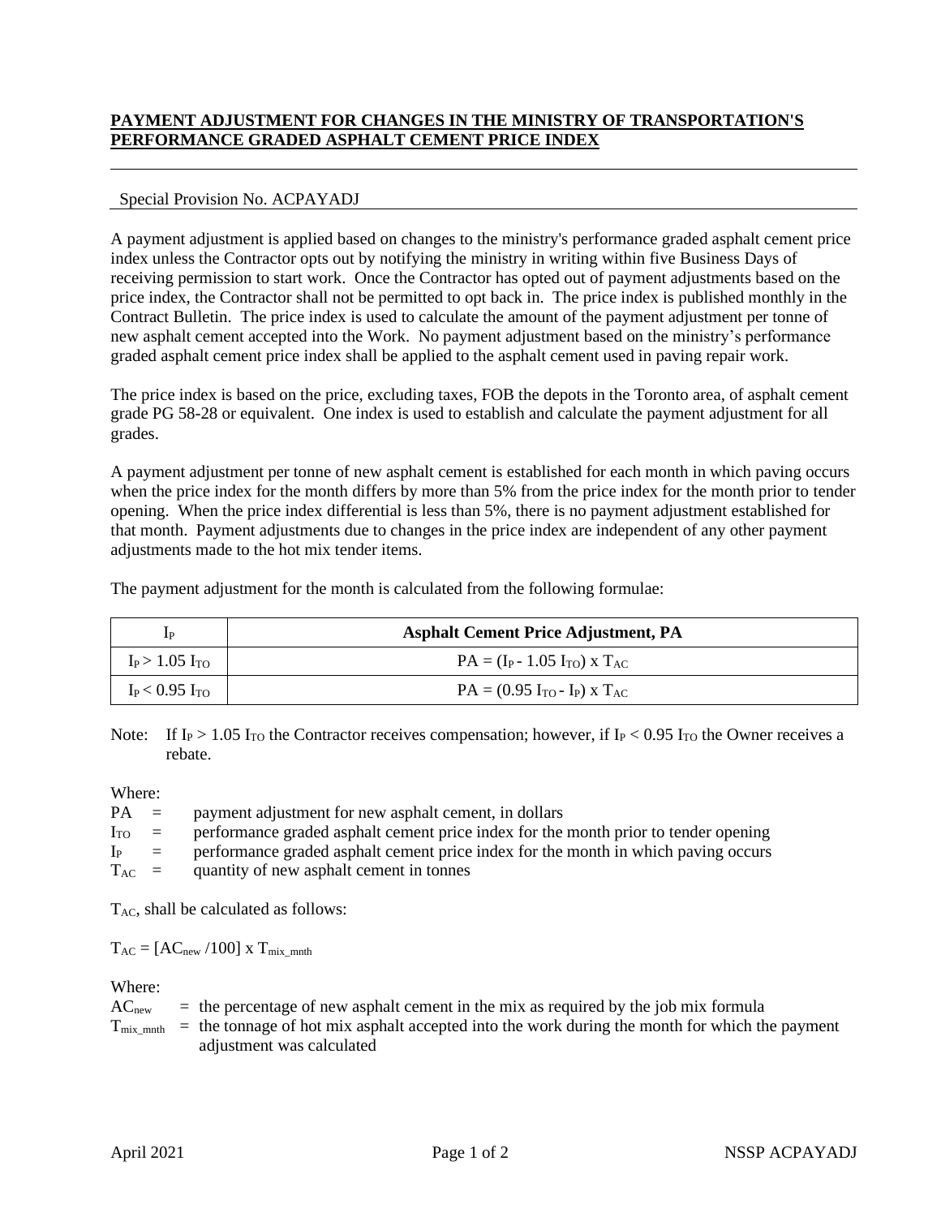# PAYMENT ADJUSTMENT FOR CHANGES IN THE MINISTRY OF TRANSPORTATION'S PERFORMANCE GRADED ASPHALT CEMENT PRICE INDEX

Special Provision No. ACPAYADJ

A payment adjustment is applied based on changes to the ministry's performance graded asphalt cement price index unless the Contractor opts out by notifying the ministry in writing within five Business Days of receiving permission to start work. Once the Contractor has opted out of payment adjustments based on the price index, the Contractor shall not be permitted to opt back in. The price index is published monthly in the Contract Bulletin. The price index is used to calculate the amount of the payment adjustment per tonne of new asphalt cement accepted into the Work. No payment adjustment based on the ministry's performance graded asphalt cement price index shall be applied to the asphalt cement used in paving repair work.

The price index is based on the price, excluding taxes, FOB the depots in the Toronto area, of asphalt cement grade PG 58-28 or equivalent. One index is used to establish and calculate the payment adjustment for all grades.

A payment adjustment per tonne of new asphalt cement is established for each month in which paving occurs when the price index for the month differs by more than 5% from the price index for the month prior to tender opening. When the price index differential is less than 5%, there is no payment adjustment established for that month. Payment adjustments due to changes in the price index are independent of any other payment adjustments made to the hot mix tender items.

The payment adjustment for the month is calculated from the following formulae:

| $I_P$ | **Asphalt Cement Price Adjustment, PA** |
|---|---|
| $I_P > 1.05\ I_{TO}$ | $PA = (I_P - 1.05\ I_{TO}) \times T_{AC}$ |
| $I_P < 0.95\ I_{TO}$ | $PA = (0.95\ I_{TO} - I_P) \times T_{AC}$ |

Note: If $I_P > 1.05\ I_{TO}$ the Contractor receives compensation; however, if $I_P < 0.95\ I_{TO}$ the Owner receives a rebate.

Where:

- $PA$ = payment adjustment for new asphalt cement, in dollars
- $I_{TO}$ = performance graded asphalt cement price index for the month prior to tender opening
- $I_P$ = performance graded asphalt cement price index for the month in which paving occurs
- $T_{AC}$ = quantity of new asphalt cement in tonnes

$T_{AC}$, shall be calculated as follows:

$$T_{AC} = [AC_{new} / 100] \times T_{mix\_mnth}$$

Where:

- $AC_{new}$ = the percentage of new asphalt cement in the mix as required by the job mix formula
- $T_{mix\_mnth}$ = the tonnage of hot mix asphalt accepted into the work during the month for which the payment adjustment was calculated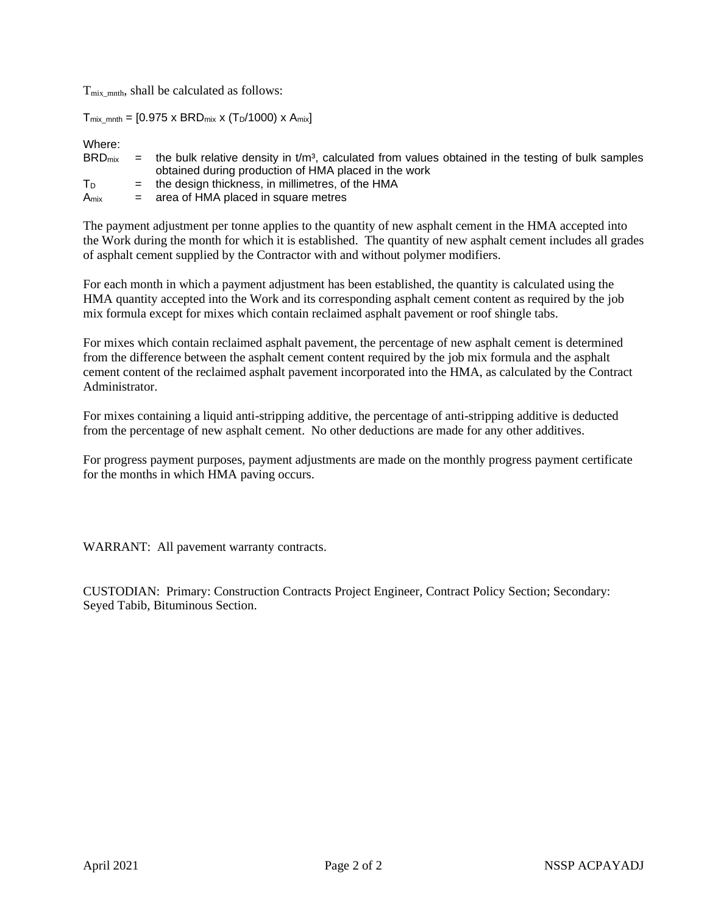$T_{mix\_mnth}$, shall be calculated as follows:

$$T_{mix\_mnth} = [0.975 \times BRD_{mix} \times (T_D/1000) \times A_{mix}]$$

Where:

| | | |
|---|---|---|
| $BRD_{mix}$ | = | the bulk relative density in t/m³, calculated from values obtained in the testing of bulk samples obtained during production of HMA placed in the work |
| $T_D$ | = | the design thickness, in millimetres, of the HMA |
| $A_{mix}$ | = | area of HMA placed in square metres |

The payment adjustment per tonne applies to the quantity of new asphalt cement in the HMA accepted into the Work during the month for which it is established. The quantity of new asphalt cement includes all grades of asphalt cement supplied by the Contractor with and without polymer modifiers.

For each month in which a payment adjustment has been established, the quantity is calculated using the HMA quantity accepted into the Work and its corresponding asphalt cement content as required by the job mix formula except for mixes which contain reclaimed asphalt pavement or roof shingle tabs.

For mixes which contain reclaimed asphalt pavement, the percentage of new asphalt cement is determined from the difference between the asphalt cement content required by the job mix formula and the asphalt cement content of the reclaimed asphalt pavement incorporated into the HMA, as calculated by the Contract Administrator.

For mixes containing a liquid anti-stripping additive, the percentage of anti-stripping additive is deducted from the percentage of new asphalt cement. No other deductions are made for any other additives.

For progress payment purposes, payment adjustments are made on the monthly progress payment certificate for the months in which HMA paving occurs.

WARRANT: All pavement warranty contracts.

CUSTODIAN: Primary: Construction Contracts Project Engineer, Contract Policy Section; Secondary: Seyed Tabib, Bituminous Section.